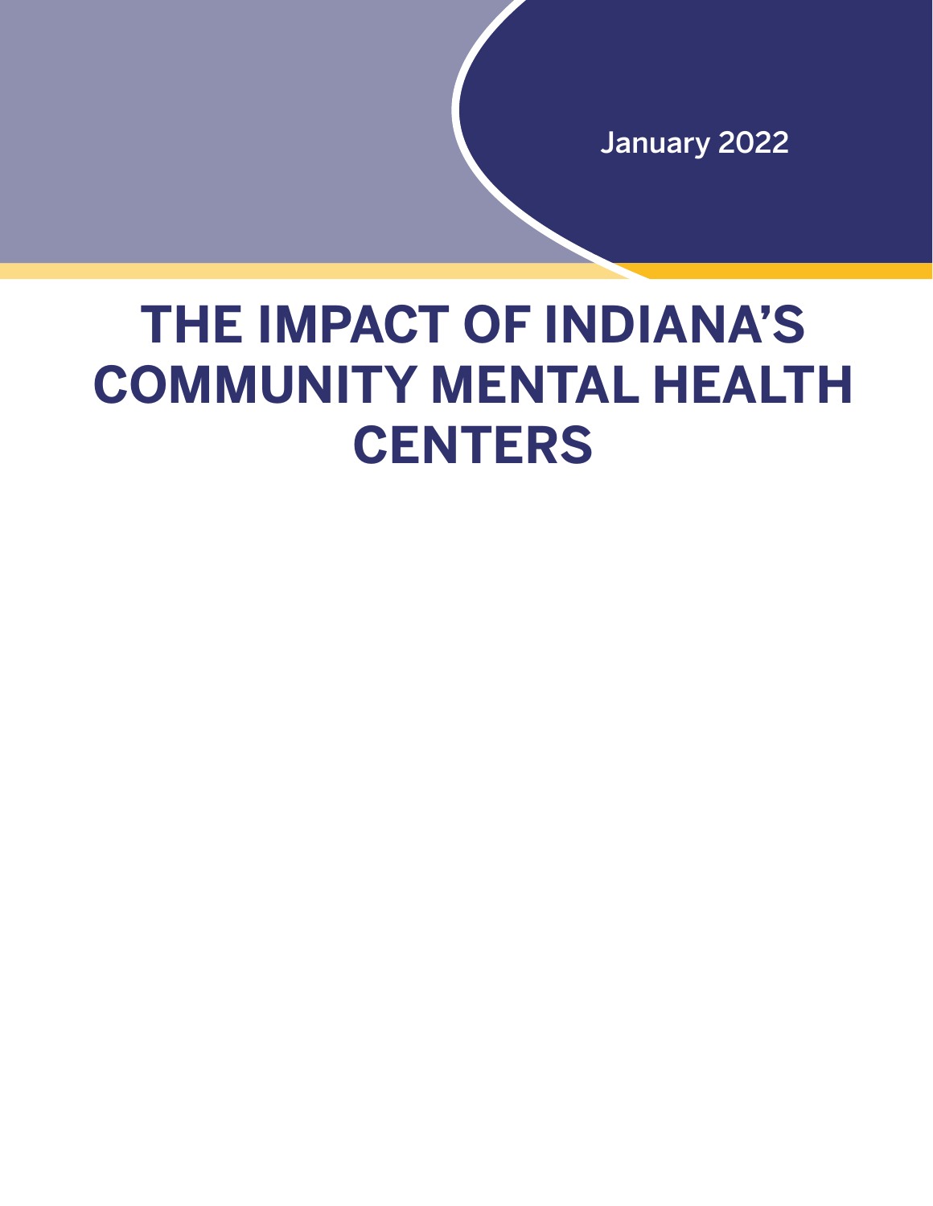January 2022

# THE IMPACT OF INDIANA'S COMMUNITY MENTAL HEALTH CENTERS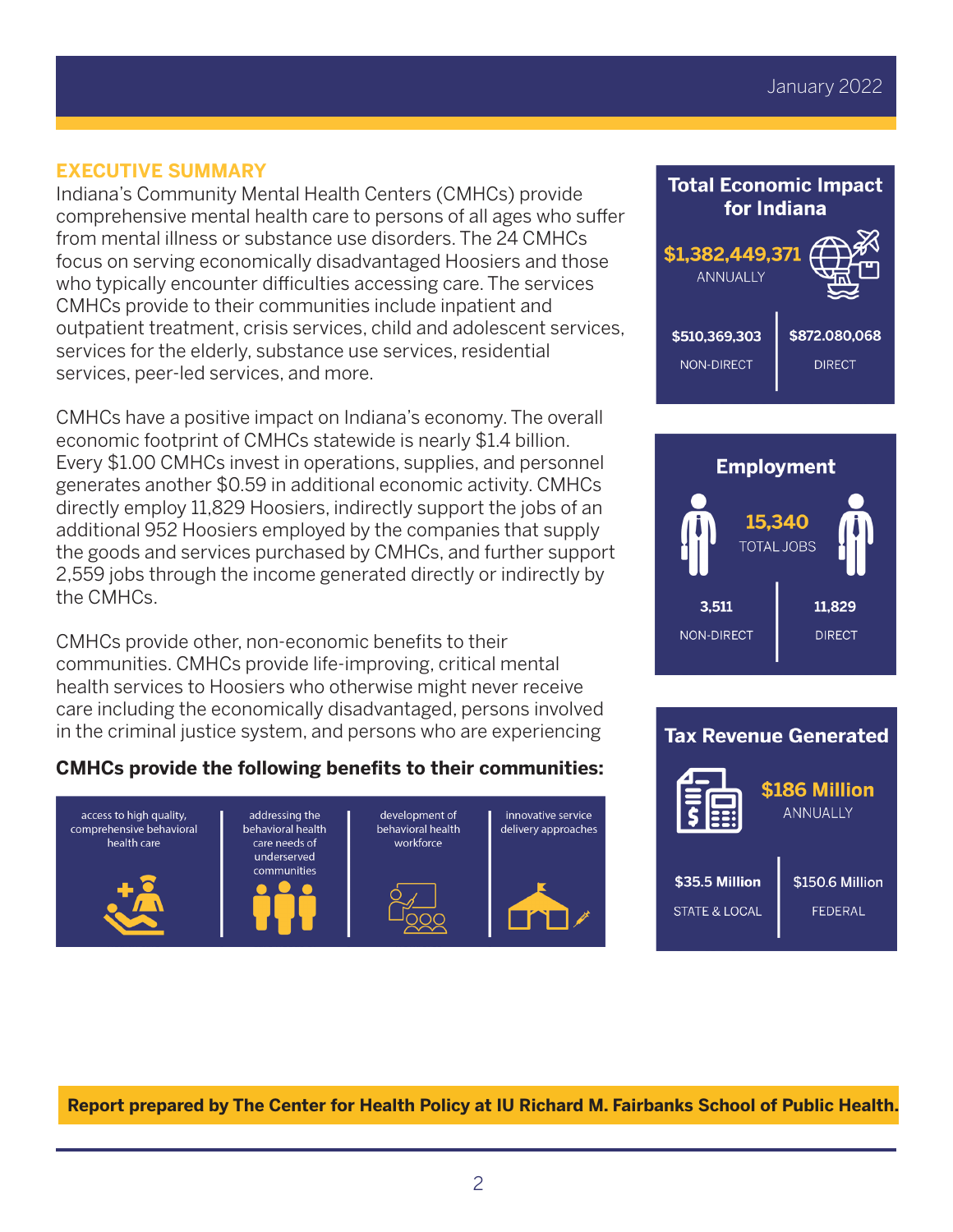January 2022

## EXECUTIVE SUMMARY

Indiana's Community Mental Health Centers (CMHCs) provide comprehensive mental health care to persons of all ages who suffer from mental illness or substance use disorders. The 24 CMHCs focus on serving economically disadvantaged Hoosiers and those who typically encounter difficulties accessing care. The services CMHCs provide to their communities include inpatient and outpatient treatment, crisis services, child and adolescent services, services for the elderly, substance use services, residential services, peer-led services, and more.

CMHCs have a positive impact on Indiana's economy. The overall economic footprint of CMHCs statewide is nearly $1.4 billion. Every $1.00 CMHCs invest in operations, supplies, and personnel generates another $0.59 in additional economic activity. CMHCs directly employ 11,829 Hoosiers, indirectly support the jobs of an additional 952 Hoosiers employed by the companies that supply the goods and services purchased by CMHCs, and further support 2,559 jobs through the income generated directly or indirectly by the CMHCs.

CMHCs provide other, non-economic benefits to their communities. CMHCs provide life-improving, critical mental health services to Hoosiers who otherwise might never receive care including the economically disadvantaged, persons involved in the criminal justice system, and persons who are experiencing

**CMHCs provide the following benefits to their communities:**

- access to high quality, comprehensive behavioral health care
- addressing the behavioral health care needs of underserved communities
- development of behavioral health workforce
- innovative service delivery approaches

### Total Economic Impact for Indiana

**$1,382,449,371** ANNUALLY

| $510,369,303 | $872.080,068 |
|---|---|
| NON-DIRECT | DIRECT |

### Employment

**15,340** TOTAL JOBS

| 3,511 | 11,829 |
|---|---|
| NON-DIRECT | DIRECT |

### Tax Revenue Generated

**$186 Million** ANNUALLY

| $35.5 Million | $150.6 Million |
|---|---|
| STATE & LOCAL | FEDERAL |

**Report prepared by The Center for Health Policy at IU Richard M. Fairbanks School of Public Health.**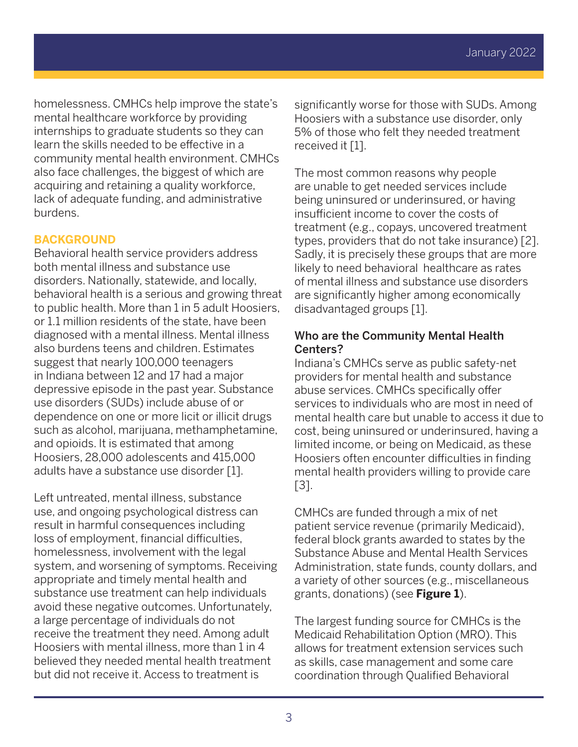homelessness. CMHCs help improve the state's mental healthcare workforce by providing internships to graduate students so they can learn the skills needed to be effective in a community mental health environment. CMHCs also face challenges, the biggest of which are acquiring and retaining a quality workforce, lack of adequate funding, and administrative burdens.

## BACKGROUND

Behavioral health service providers address both mental illness and substance use disorders. Nationally, statewide, and locally, behavioral health is a serious and growing threat to public health. More than 1 in 5 adult Hoosiers, or 1.1 million residents of the state, have been diagnosed with a mental illness. Mental illness also burdens teens and children. Estimates suggest that nearly 100,000 teenagers in Indiana between 12 and 17 had a major depressive episode in the past year. Substance use disorders (SUDs) include abuse of or dependence on one or more licit or illicit drugs such as alcohol, marijuana, methamphetamine, and opioids. It is estimated that among Hoosiers, 28,000 adolescents and 415,000 adults have a substance use disorder [1].

Left untreated, mental illness, substance use, and ongoing psychological distress can result in harmful consequences including loss of employment, financial difficulties, homelessness, involvement with the legal system, and worsening of symptoms. Receiving appropriate and timely mental health and substance use treatment can help individuals avoid these negative outcomes. Unfortunately, a large percentage of individuals do not receive the treatment they need. Among adult Hoosiers with mental illness, more than 1 in 4 believed they needed mental health treatment but did not receive it. Access to treatment is significantly worse for those with SUDs. Among Hoosiers with a substance use disorder, only 5% of those who felt they needed treatment received it [1].

The most common reasons why people are unable to get needed services include being uninsured or underinsured, or having insufficient income to cover the costs of treatment (e.g., copays, uncovered treatment types, providers that do not take insurance) [2]. Sadly, it is precisely these groups that are more likely to need behavioral healthcare as rates of mental illness and substance use disorders are significantly higher among economically disadvantaged groups [1].

### Who are the Community Mental Health Centers?

Indiana's CMHCs serve as public safety-net providers for mental health and substance abuse services. CMHCs specifically offer services to individuals who are most in need of mental health care but unable to access it due to cost, being uninsured or underinsured, having a limited income, or being on Medicaid, as these Hoosiers often encounter difficulties in finding mental health providers willing to provide care [3].

CMHCs are funded through a mix of net patient service revenue (primarily Medicaid), federal block grants awarded to states by the Substance Abuse and Mental Health Services Administration, state funds, county dollars, and a variety of other sources (e.g., miscellaneous grants, donations) (see **Figure 1**).

The largest funding source for CMHCs is the Medicaid Rehabilitation Option (MRO). This allows for treatment extension services such as skills, case management and some care coordination through Qualified Behavioral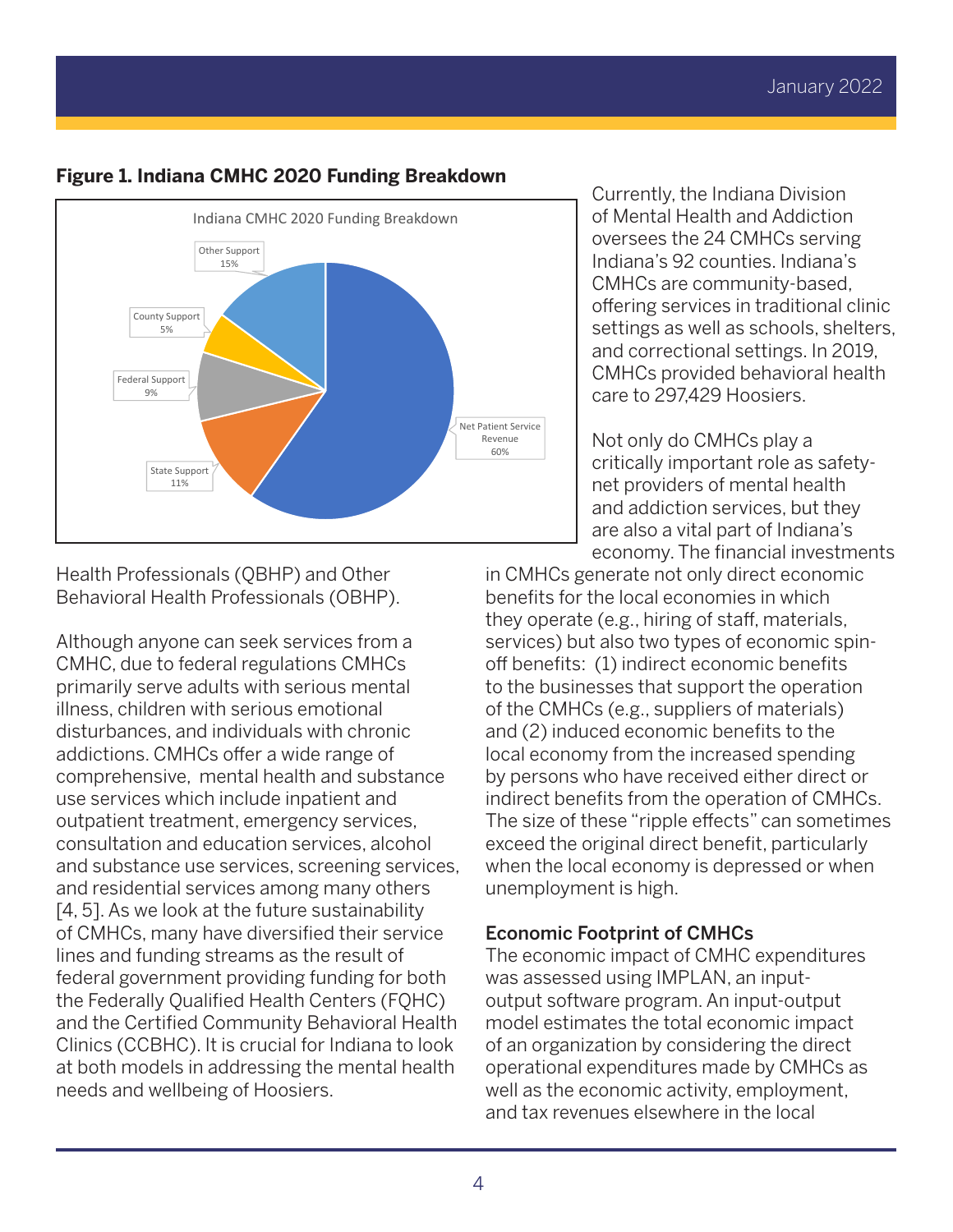**Figure 1. Indiana CMHC 2020 Funding Breakdown**

Indiana CMHC 2020 Funding Breakdown

- Net Patient Service Revenue 60%
- State Support 11%
- Federal Support 9%
- County Support 5%
- Other Support 15%

Health Professionals (QBHP) and Other Behavioral Health Professionals (OBHP).

Although anyone can seek services from a CMHC, due to federal regulations CMHCs primarily serve adults with serious mental illness, children with serious emotional disturbances, and individuals with chronic addictions. CMHCs offer a wide range of comprehensive, mental health and substance use services which include inpatient and outpatient treatment, emergency services, consultation and education services, alcohol and substance use services, screening services, and residential services among many others [4, 5]. As we look at the future sustainability of CMHCs, many have diversified their service lines and funding streams as the result of federal government providing funding for both the Federally Qualified Health Centers (FQHC) and the Certified Community Behavioral Health Clinics (CCBHC). It is crucial for Indiana to look at both models in addressing the mental health needs and wellbeing of Hoosiers.

Currently, the Indiana Division of Mental Health and Addiction oversees the 24 CMHCs serving Indiana's 92 counties. Indiana's CMHCs are community-based, offering services in traditional clinic settings as well as schools, shelters, and correctional settings. In 2019, CMHCs provided behavioral health care to 297,429 Hoosiers.

Not only do CMHCs play a critically important role as safety-net providers of mental health and addiction services, but they are also a vital part of Indiana's economy. The financial investments in CMHCs generate not only direct economic benefits for the local economies in which they operate (e.g., hiring of staff, materials, services) but also two types of economic spin-off benefits: (1) indirect economic benefits to the businesses that support the operation of the CMHCs (e.g., suppliers of materials) and (2) induced economic benefits to the local economy from the increased spending by persons who have received either direct or indirect benefits from the operation of CMHCs. The size of these "ripple effects" can sometimes exceed the original direct benefit, particularly when the local economy is depressed or when unemployment is high.

### Economic Footprint of CMHCs

The economic impact of CMHC expenditures was assessed using IMPLAN, an input-output software program. An input-output model estimates the total economic impact of an organization by considering the direct operational expenditures made by CMHCs as well as the economic activity, employment, and tax revenues elsewhere in the local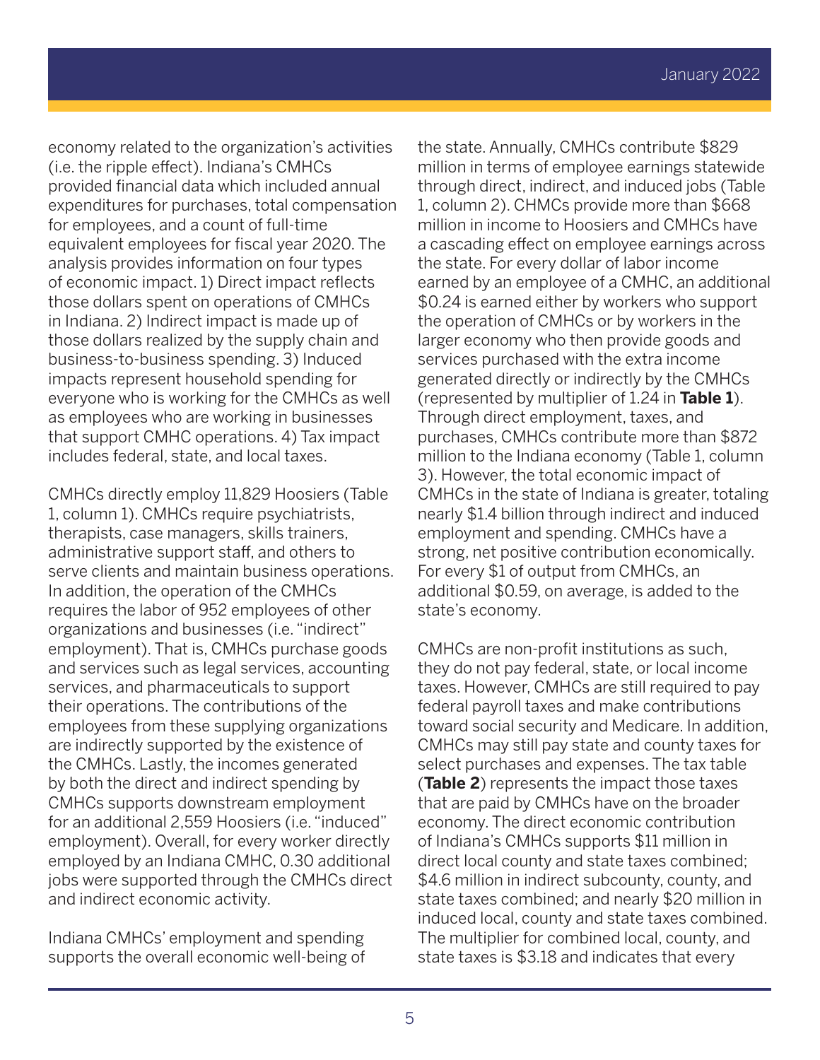economy related to the organization's activities (i.e. the ripple effect). Indiana's CMHCs provided financial data which included annual expenditures for purchases, total compensation for employees, and a count of full-time equivalent employees for fiscal year 2020. The analysis provides information on four types of economic impact. 1) Direct impact reflects those dollars spent on operations of CMHCs in Indiana. 2) Indirect impact is made up of those dollars realized by the supply chain and business-to-business spending. 3) Induced impacts represent household spending for everyone who is working for the CMHCs as well as employees who are working in businesses that support CMHC operations. 4) Tax impact includes federal, state, and local taxes.

CMHCs directly employ 11,829 Hoosiers (Table 1, column 1). CMHCs require psychiatrists, therapists, case managers, skills trainers, administrative support staff, and others to serve clients and maintain business operations. In addition, the operation of the CMHCs requires the labor of 952 employees of other organizations and businesses (i.e. "indirect" employment). That is, CMHCs purchase goods and services such as legal services, accounting services, and pharmaceuticals to support their operations. The contributions of the employees from these supplying organizations are indirectly supported by the existence of the CMHCs. Lastly, the incomes generated by both the direct and indirect spending by CMHCs supports downstream employment for an additional 2,559 Hoosiers (i.e. "induced" employment). Overall, for every worker directly employed by an Indiana CMHC, 0.30 additional jobs were supported through the CMHCs direct and indirect economic activity.

Indiana CMHCs' employment and spending supports the overall economic well-being of the state. Annually, CMHCs contribute $829 million in terms of employee earnings statewide through direct, indirect, and induced jobs (Table 1, column 2). CHMCs provide more than $668 million in income to Hoosiers and CMHCs have a cascading effect on employee earnings across the state. For every dollar of labor income earned by an employee of a CMHC, an additional $0.24 is earned either by workers who support the operation of CMHCs or by workers in the larger economy who then provide goods and services purchased with the extra income generated directly or indirectly by the CMHCs (represented by multiplier of 1.24 in **Table 1**). Through direct employment, taxes, and purchases, CMHCs contribute more than $872 million to the Indiana economy (Table 1, column 3). However, the total economic impact of CMHCs in the state of Indiana is greater, totaling nearly $1.4 billion through indirect and induced employment and spending. CMHCs have a strong, net positive contribution economically. For every $1 of output from CMHCs, an additional $0.59, on average, is added to the state's economy.

CMHCs are non-profit institutions as such, they do not pay federal, state, or local income taxes. However, CMHCs are still required to pay federal payroll taxes and make contributions toward social security and Medicare. In addition, CMHCs may still pay state and county taxes for select purchases and expenses. The tax table (**Table 2**) represents the impact those taxes that are paid by CMHCs have on the broader economy. The direct economic contribution of Indiana's CMHCs supports $11 million in direct local county and state taxes combined; $4.6 million in indirect subcounty, county, and state taxes combined; and nearly $20 million in induced local, county and state taxes combined. The multiplier for combined local, county, and state taxes is $3.18 and indicates that every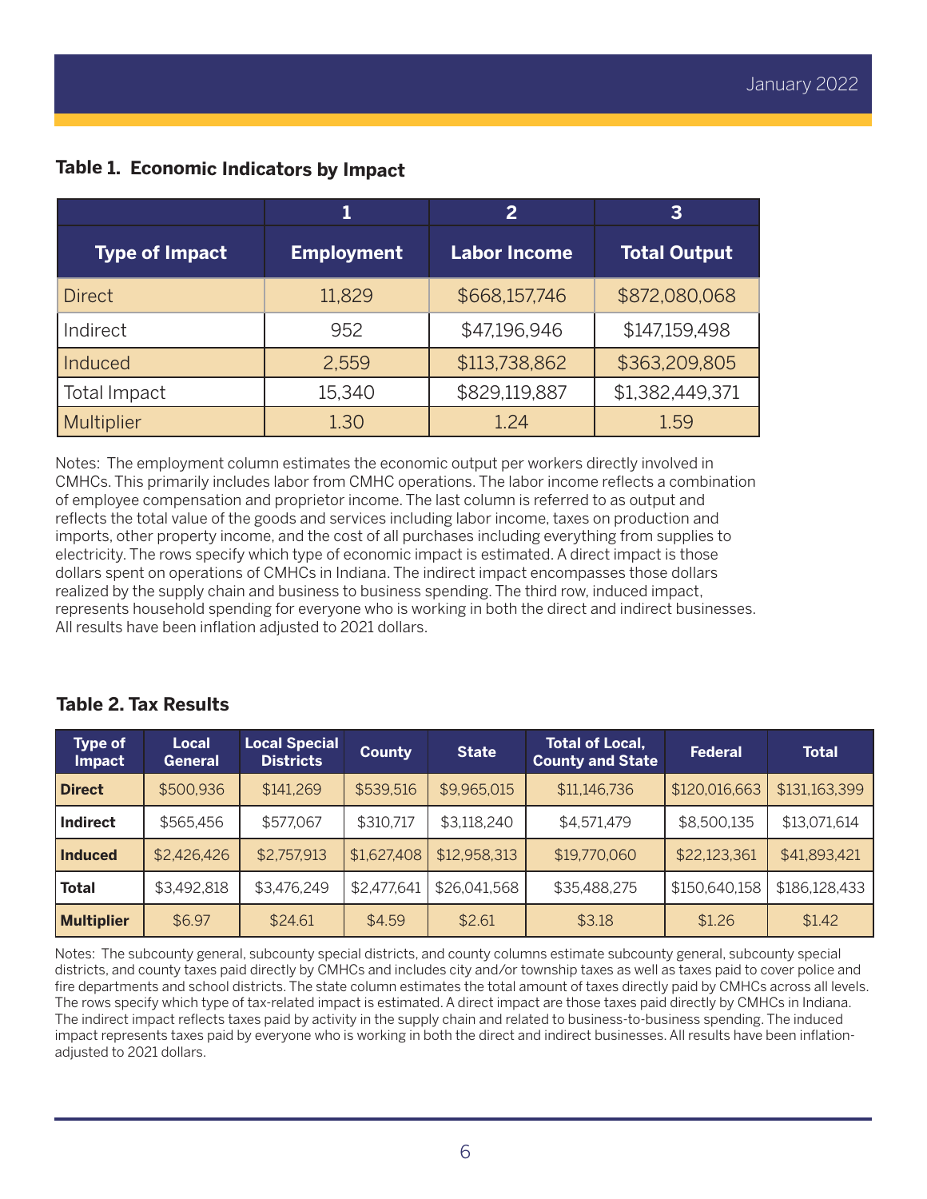## Table 1. Economic Indicators by Impact

| | 1 | 2 | 3 |
|---|---|---|---|
| **Type of Impact** | **Employment** | **Labor Income** | **Total Output** |
| Direct | 11,829 | $668,157,746 | $872,080,068 |
| Indirect | 952 | $47,196,946 | $147,159,498 |
| Induced | 2,559 | $113,738,862 | $363,209,805 |
| Total Impact | 15,340 | $829,119,887 | $1,382,449,371 |
| Multiplier | 1.30 | 1.24 | 1.59 |

Notes: The employment column estimates the economic output per workers directly involved in CMHCs. This primarily includes labor from CMHC operations. The labor income reflects a combination of employee compensation and proprietor income. The last column is referred to as output and reflects the total value of the goods and services including labor income, taxes on production and imports, other property income, and the cost of all purchases including everything from supplies to electricity. The rows specify which type of economic impact is estimated. A direct impact is those dollars spent on operations of CMHCs in Indiana. The indirect impact encompasses those dollars realized by the supply chain and business to business spending. The third row, induced impact, represents household spending for everyone who is working in both the direct and indirect businesses. All results have been inflation adjusted to 2021 dollars.

## Table 2. Tax Results

| Type of Impact | Local General | Local Special Districts | County | State | Total of Local, County and State | Federal | Total |
|---|---|---|---|---|---|---|---|
| **Direct** | $500,936 | $141,269 | $539,516 | $9,965,015 | $11,146,736 | $120,016,663 | $131,163,399 |
| **Indirect** | $565,456 | $577,067 | $310,717 | $3,118,240 | $4,571,479 | $8,500,135 | $13,071,614 |
| **Induced** | $2,426,426 | $2,757,913 | $1,627,408 | $12,958,313 | $19,770,060 | $22,123,361 | $41,893,421 |
| **Total** | $3,492,818 | $3,476,249 | $2,477,641 | $26,041,568 | $35,488,275 | $150,640,158 | $186,128,433 |
| **Multiplier** | $6.97 | $24.61 | $4.59 | $2.61 | $3.18 | $1.26 | $1.42 |

Notes: The subcounty general, subcounty special districts, and county columns estimate subcounty general, subcounty special districts, and county taxes paid directly by CMHCs and includes city and/or township taxes as well as taxes paid to cover police and fire departments and school districts. The state column estimates the total amount of taxes directly paid by CMHCs across all levels. The rows specify which type of tax-related impact is estimated. A direct impact are those taxes paid directly by CMHCs in Indiana. The indirect impact reflects taxes paid by activity in the supply chain and related to business-to-business spending. The induced impact represents taxes paid by everyone who is working in both the direct and indirect businesses. All results have been inflation-adjusted to 2021 dollars.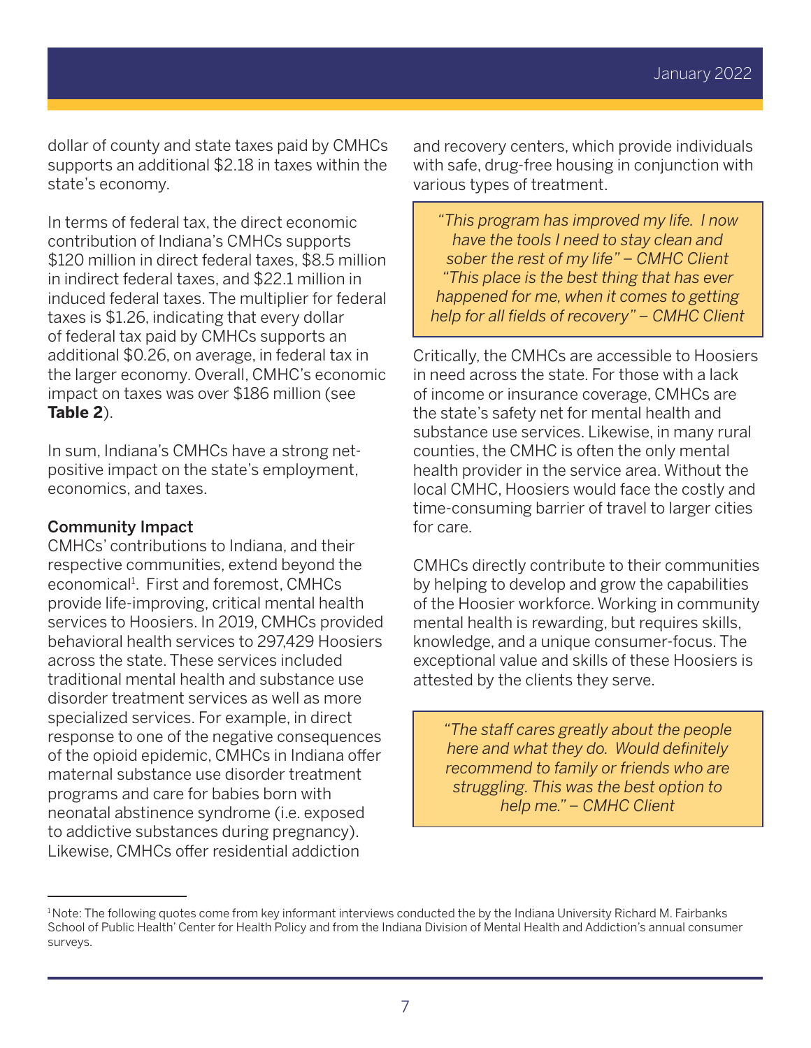dollar of county and state taxes paid by CMHCs supports an additional $2.18 in taxes within the state's economy.

In terms of federal tax, the direct economic contribution of Indiana's CMHCs supports $120 million in direct federal taxes, $8.5 million in indirect federal taxes, and $22.1 million in induced federal taxes. The multiplier for federal taxes is $1.26, indicating that every dollar of federal tax paid by CMHCs supports an additional $0.26, on average, in federal tax in the larger economy. Overall, CMHC's economic impact on taxes was over $186 million (see **Table 2**).

In sum, Indiana's CMHCs have a strong net-positive impact on the state's employment, economics, and taxes.

### Community Impact

CMHCs' contributions to Indiana, and their respective communities, extend beyond the economical[1]. First and foremost, CMHCs provide life-improving, critical mental health services to Hoosiers. In 2019, CMHCs provided behavioral health services to 297,429 Hoosiers across the state. These services included traditional mental health and substance use disorder treatment services as well as more specialized services. For example, in direct response to one of the negative consequences of the opioid epidemic, CMHCs in Indiana offer maternal substance use disorder treatment programs and care for babies born with neonatal abstinence syndrome (i.e. exposed to addictive substances during pregnancy). Likewise, CMHCs offer residential addiction and recovery centers, which provide individuals with safe, drug-free housing in conjunction with various types of treatment.

> *"This program has improved my life. I now have the tools I need to stay clean and sober the rest of my life" – CMHC Client*
> *"This place is the best thing that has ever happened for me, when it comes to getting help for all fields of recovery" – CMHC Client*

Critically, the CMHCs are accessible to Hoosiers in need across the state. For those with a lack of income or insurance coverage, CMHCs are the state's safety net for mental health and substance use services. Likewise, in many rural counties, the CMHC is often the only mental health provider in the service area. Without the local CMHC, Hoosiers would face the costly and time-consuming barrier of travel to larger cities for care.

CMHCs directly contribute to their communities by helping to develop and grow the capabilities of the Hoosier workforce. Working in community mental health is rewarding, but requires skills, knowledge, and a unique consumer-focus. The exceptional value and skills of these Hoosiers is attested by the clients they serve.

> *"The staff cares greatly about the people here and what they do. Would definitely recommend to family or friends who are struggling. This was the best option to help me." – CMHC Client*

---

[1] Note: The following quotes come from key informant interviews conducted the by the Indiana University Richard M. Fairbanks School of Public Health' Center for Health Policy and from the Indiana Division of Mental Health and Addiction's annual consumer surveys.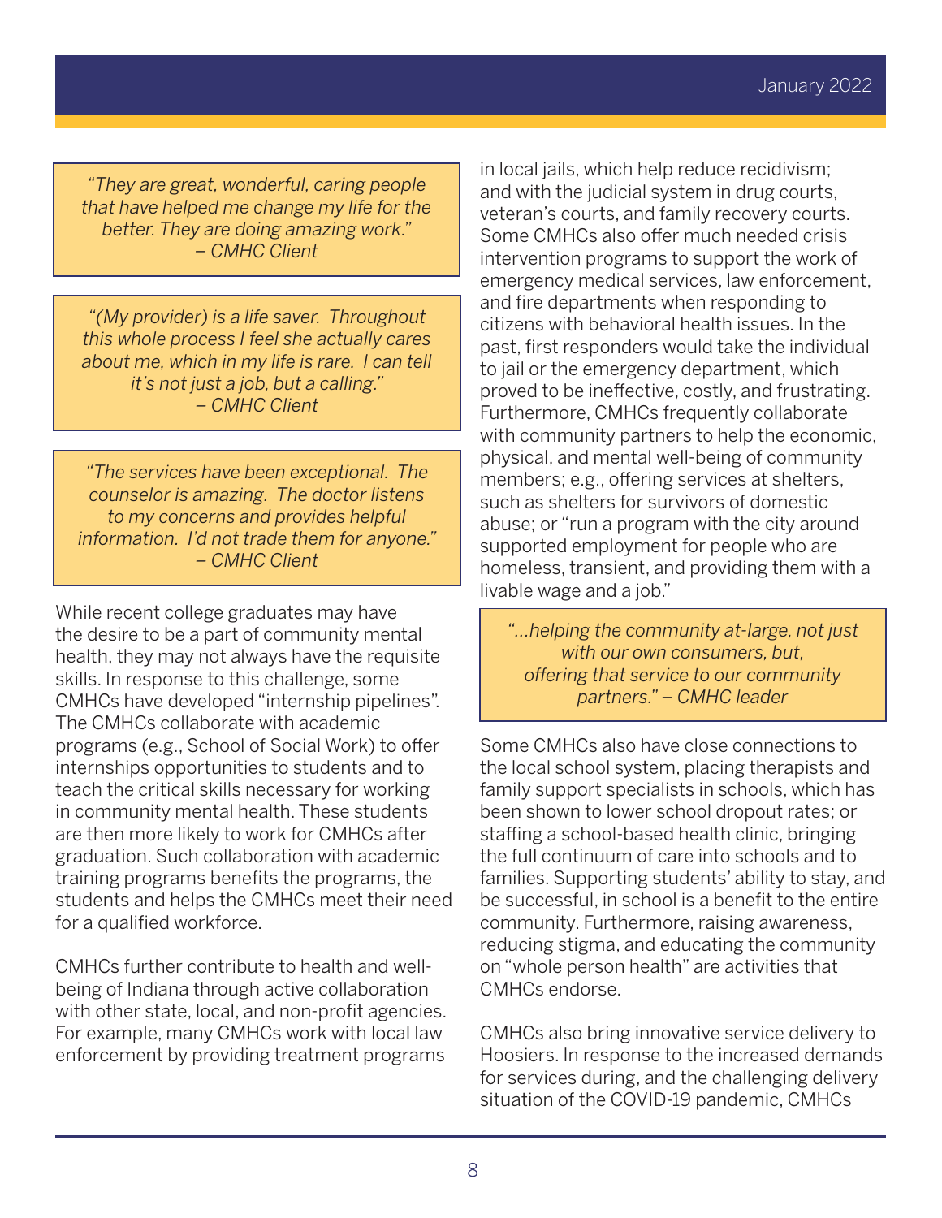> *"They are great, wonderful, caring people that have helped me change my life for the better. They are doing amazing work."*
> *– CMHC Client*

> *"(My provider) is a life saver. Throughout this whole process I feel she actually cares about me, which in my life is rare. I can tell it's not just a job, but a calling."*
> *– CMHC Client*

> *"The services have been exceptional. The counselor is amazing. The doctor listens to my concerns and provides helpful information. I'd not trade them for anyone."*
> *– CMHC Client*

While recent college graduates may have the desire to be a part of community mental health, they may not always have the requisite skills. In response to this challenge, some CMHCs have developed "internship pipelines". The CMHCs collaborate with academic programs (e.g., School of Social Work) to offer internships opportunities to students and to teach the critical skills necessary for working in community mental health. These students are then more likely to work for CMHCs after graduation. Such collaboration with academic training programs benefits the programs, the students and helps the CMHCs meet their need for a qualified workforce.

CMHCs further contribute to health and well-being of Indiana through active collaboration with other state, local, and non-profit agencies. For example, many CMHCs work with local law enforcement by providing treatment programs in local jails, which help reduce recidivism; and with the judicial system in drug courts, veteran's courts, and family recovery courts. Some CMHCs also offer much needed crisis intervention programs to support the work of emergency medical services, law enforcement, and fire departments when responding to citizens with behavioral health issues. In the past, first responders would take the individual to jail or the emergency department, which proved to be ineffective, costly, and frustrating. Furthermore, CMHCs frequently collaborate with community partners to help the economic, physical, and mental well-being of community members; e.g., offering services at shelters, such as shelters for survivors of domestic abuse; or "run a program with the city around supported employment for people who are homeless, transient, and providing them with a livable wage and a job."

> *"...helping the community at-large, not just with our own consumers, but, offering that service to our community partners." – CMHC leader*

Some CMHCs also have close connections to the local school system, placing therapists and family support specialists in schools, which has been shown to lower school dropout rates; or staffing a school-based health clinic, bringing the full continuum of care into schools and to families. Supporting students' ability to stay, and be successful, in school is a benefit to the entire community. Furthermore, raising awareness, reducing stigma, and educating the community on "whole person health" are activities that CMHCs endorse.

CMHCs also bring innovative service delivery to Hoosiers. In response to the increased demands for services during, and the challenging delivery situation of the COVID-19 pandemic, CMHCs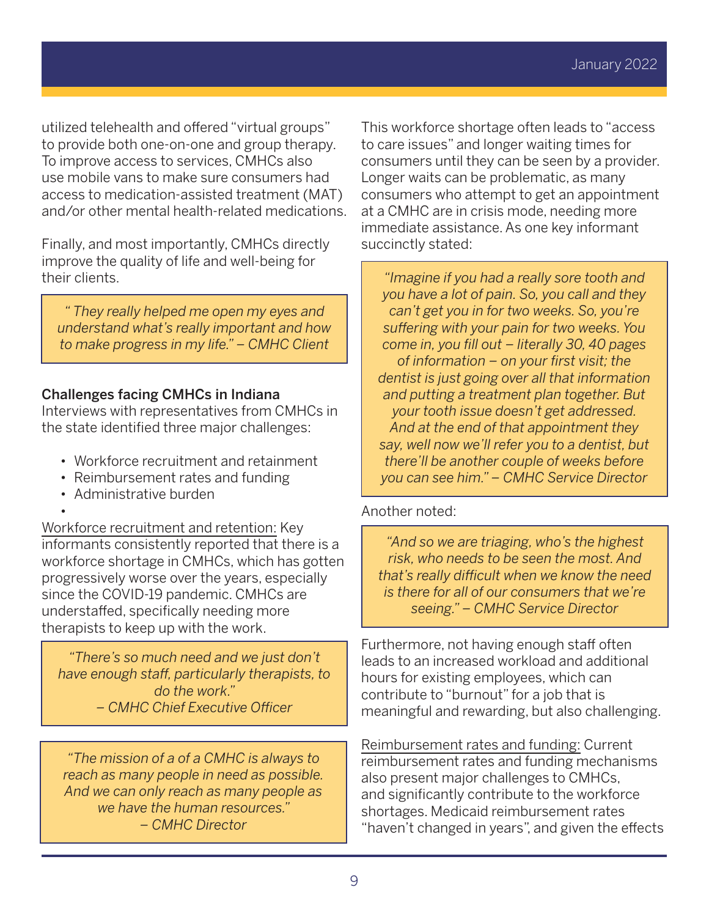utilized telehealth and offered "virtual groups" to provide both one-on-one and group therapy. To improve access to services, CMHCs also use mobile vans to make sure consumers had access to medication-assisted treatment (MAT) and/or other mental health-related medications.

Finally, and most importantly, CMHCs directly improve the quality of life and well-being for their clients.

> *" They really helped me open my eyes and understand what's really important and how to make progress in my life." – CMHC Client*

### Challenges facing CMHCs in Indiana

Interviews with representatives from CMHCs in the state identified three major challenges:

- Workforce recruitment and retainment
- Reimbursement rates and funding
- Administrative burden

Workforce recruitment and retention: Key informants consistently reported that there is a workforce shortage in CMHCs, which has gotten progressively worse over the years, especially since the COVID-19 pandemic. CMHCs are understaffed, specifically needing more therapists to keep up with the work.

> *"There's so much need and we just don't have enough staff, particularly therapists, to do the work."*
> *– CMHC Chief Executive Officer*

> *"The mission of a of a CMHC is always to reach as many people in need as possible. And we can only reach as many people as we have the human resources."*
> *– CMHC Director*

This workforce shortage often leads to "access to care issues" and longer waiting times for consumers until they can be seen by a provider. Longer waits can be problematic, as many consumers who attempt to get an appointment at a CMHC are in crisis mode, needing more immediate assistance. As one key informant succinctly stated:

> *"Imagine if you had a really sore tooth and you have a lot of pain. So, you call and they can't get you in for two weeks. So, you're suffering with your pain for two weeks. You come in, you fill out – literally 30, 40 pages of information – on your first visit; the dentist is just going over all that information and putting a treatment plan together. But your tooth issue doesn't get addressed. And at the end of that appointment they say, well now we'll refer you to a dentist, but there'll be another couple of weeks before you can see him." – CMHC Service Director*

Another noted:

> *"And so we are triaging, who's the highest risk, who needs to be seen the most. And that's really difficult when we know the need is there for all of our consumers that we're seeing." – CMHC Service Director*

Furthermore, not having enough staff often leads to an increased workload and additional hours for existing employees, which can contribute to "burnout" for a job that is meaningful and rewarding, but also challenging.

Reimbursement rates and funding: Current reimbursement rates and funding mechanisms also present major challenges to CMHCs, and significantly contribute to the workforce shortages. Medicaid reimbursement rates "haven't changed in years", and given the effects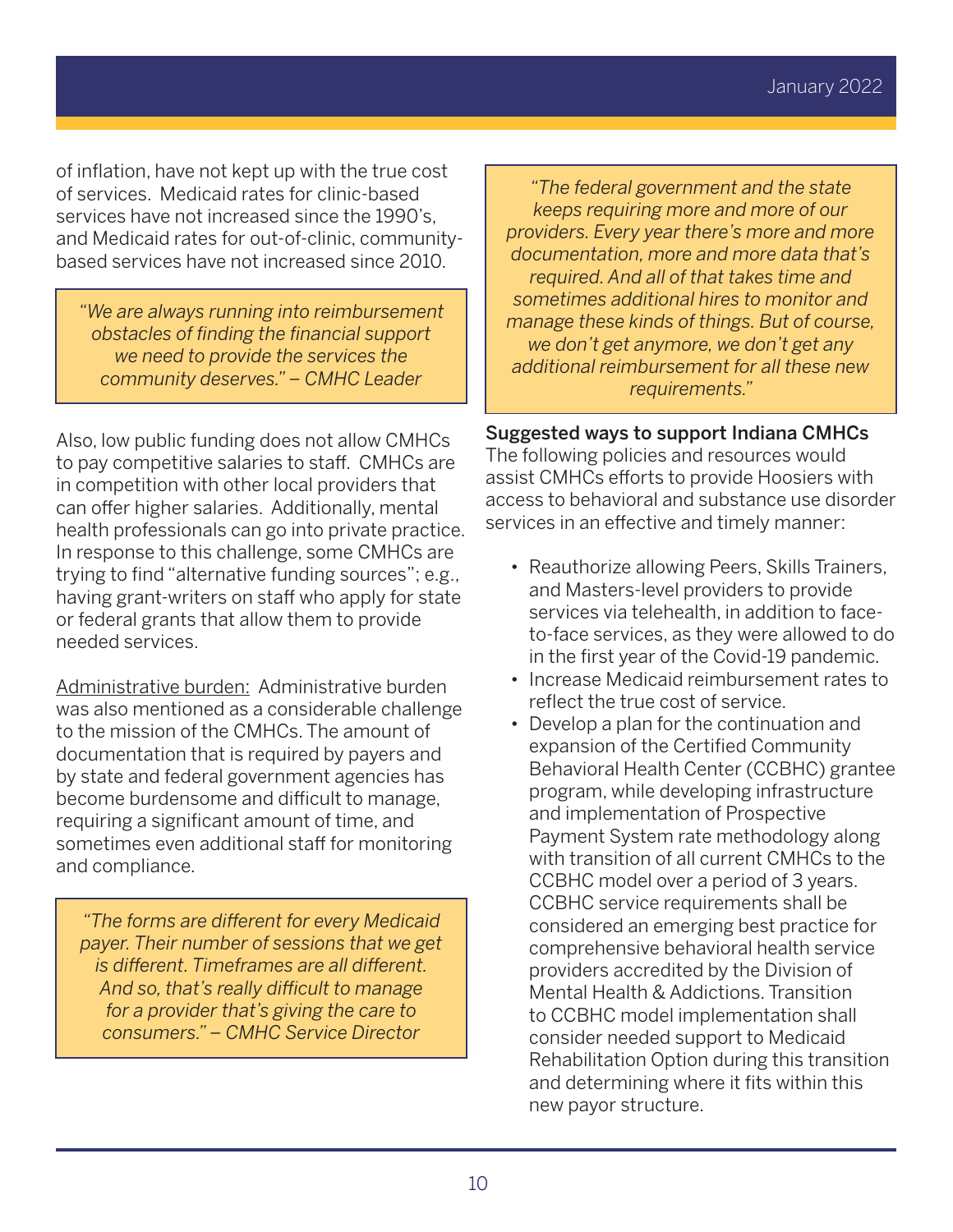of inflation, have not kept up with the true cost of services. Medicaid rates for clinic-based services have not increased since the 1990's, and Medicaid rates for out-of-clinic, community-based services have not increased since 2010.

> *"We are always running into reimbursement obstacles of finding the financial support we need to provide the services the community deserves." – CMHC Leader*

Also, low public funding does not allow CMHCs to pay competitive salaries to staff. CMHCs are in competition with other local providers that can offer higher salaries. Additionally, mental health professionals can go into private practice. In response to this challenge, some CMHCs are trying to find "alternative funding sources"; e.g., having grant-writers on staff who apply for state or federal grants that allow them to provide needed services.

Administrative burden: Administrative burden was also mentioned as a considerable challenge to the mission of the CMHCs. The amount of documentation that is required by payers and by state and federal government agencies has become burdensome and difficult to manage, requiring a significant amount of time, and sometimes even additional staff for monitoring and compliance.

> *"The forms are different for every Medicaid payer. Their number of sessions that we get is different. Timeframes are all different. And so, that's really difficult to manage for a provider that's giving the care to consumers." – CMHC Service Director*

> *"The federal government and the state keeps requiring more and more of our providers. Every year there's more and more documentation, more and more data that's required. And all of that takes time and sometimes additional hires to monitor and manage these kinds of things. But of course, we don't get anymore, we don't get any additional reimbursement for all these new requirements."*

**Suggested ways to support Indiana CMHCs**

The following policies and resources would assist CMHCs efforts to provide Hoosiers with access to behavioral and substance use disorder services in an effective and timely manner:

- Reauthorize allowing Peers, Skills Trainers, and Masters-level providers to provide services via telehealth, in addition to face-to-face services, as they were allowed to do in the first year of the Covid-19 pandemic.
- Increase Medicaid reimbursement rates to reflect the true cost of service.
- Develop a plan for the continuation and expansion of the Certified Community Behavioral Health Center (CCBHC) grantee program, while developing infrastructure and implementation of Prospective Payment System rate methodology along with transition of all current CMHCs to the CCBHC model over a period of 3 years. CCBHC service requirements shall be considered an emerging best practice for comprehensive behavioral health service providers accredited by the Division of Mental Health & Addictions. Transition to CCBHC model implementation shall consider needed support to Medicaid Rehabilitation Option during this transition and determining where it fits within this new payor structure.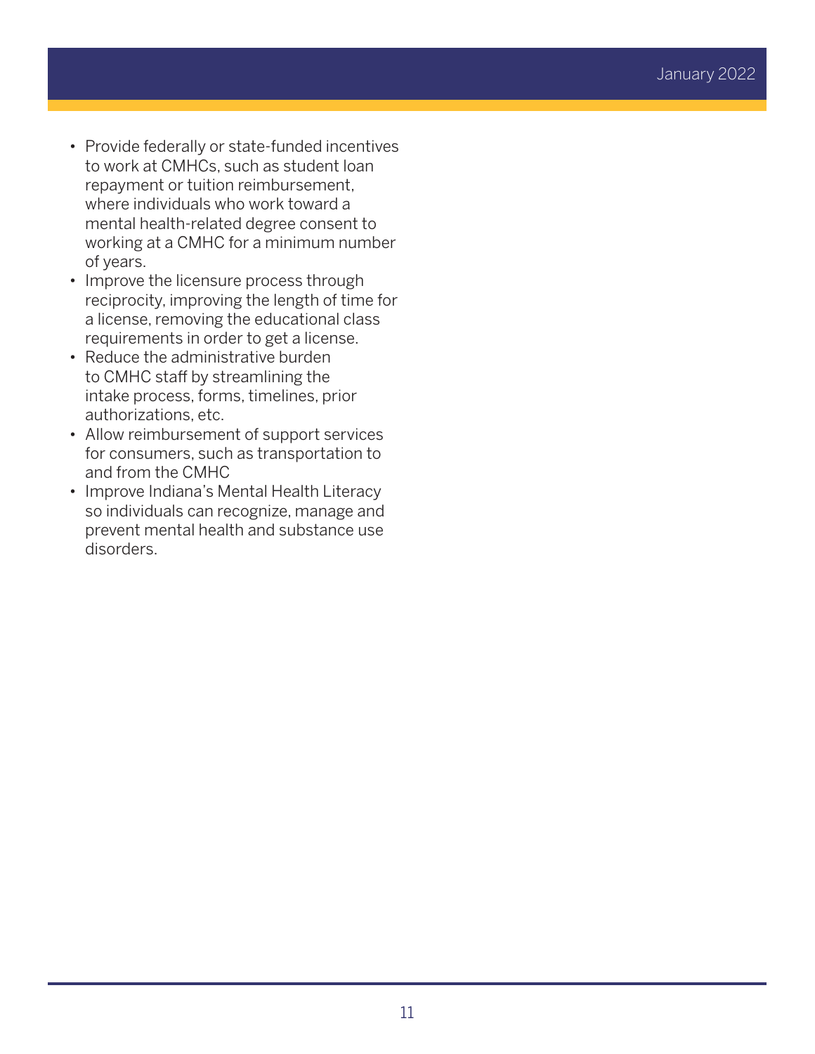- Provide federally or state-funded incentives to work at CMHCs, such as student loan repayment or tuition reimbursement, where individuals who work toward a mental health-related degree consent to working at a CMHC for a minimum number of years.
- Improve the licensure process through reciprocity, improving the length of time for a license, removing the educational class requirements in order to get a license.
- Reduce the administrative burden to CMHC staff by streamlining the intake process, forms, timelines, prior authorizations, etc.
- Allow reimbursement of support services for consumers, such as transportation to and from the CMHC
- Improve Indiana's Mental Health Literacy so individuals can recognize, manage and prevent mental health and substance use disorders.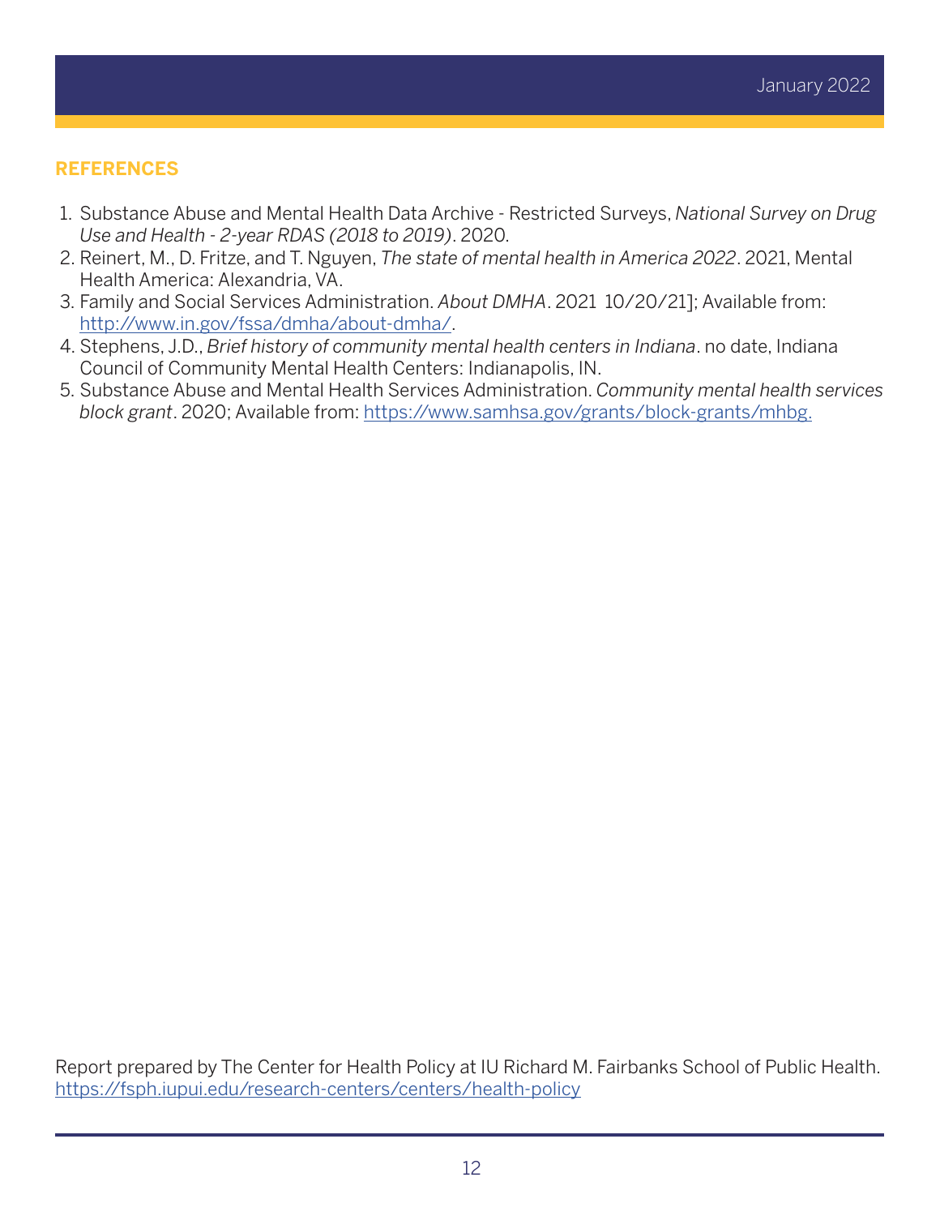## REFERENCES

1. Substance Abuse and Mental Health Data Archive - Restricted Surveys, *National Survey on Drug Use and Health - 2-year RDAS (2018 to 2019)*. 2020.
2. Reinert, M., D. Fritze, and T. Nguyen, *The state of mental health in America 2022*. 2021, Mental Health America: Alexandria, VA.
3. Family and Social Services Administration. *About DMHA*. 2021 10/20/21]; Available from: http://www.in.gov/fssa/dmha/about-dmha/.
4. Stephens, J.D., *Brief history of community mental health centers in Indiana*. no date, Indiana Council of Community Mental Health Centers: Indianapolis, IN.
5. Substance Abuse and Mental Health Services Administration. *Community mental health services block grant*. 2020; Available from: https://www.samhsa.gov/grants/block-grants/mhbg.

Report prepared by The Center for Health Policy at IU Richard M. Fairbanks School of Public Health. https://fsph.iupui.edu/research-centers/centers/health-policy